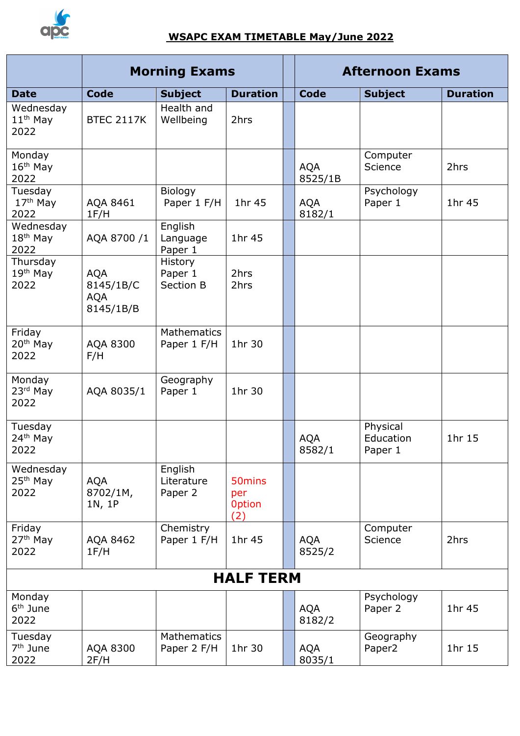# WSAPC EXAM TIMETABLE May/June 2022

| | Morning Exams | | | | Afternoon Exams | | |
|---|---|---|---|---|---|---|---|
| **Date** | **Code** | **Subject** | **Duration** | | **Code** | **Subject** | **Duration** |
| Wednesday 11th May 2022 | BTEC 2117K | Health and Wellbeing | 2hrs | | | | |
| Monday 16th May 2022 | | | | | AQA 8525/1B | Computer Science | 2hrs |
| Tuesday 17th May 2022 | AQA 8461 1F/H | Biology Paper 1 F/H | 1hr 45 | | AQA 8182/1 | Psychology Paper 1 | 1hr 45 |
| Wednesday 18th May 2022 | AQA 8700 /1 | English Language Paper 1 | 1hr 45 | | | | |
| Thursday 19th May 2022 | AQA 8145/1B/C AQA 8145/1B/B | History Paper 1 Section B | 2hrs 2hrs | | | | |
| Friday 20th May 2022 | AQA 8300 F/H | Mathematics Paper 1 F/H | 1hr 30 | | | | |
| Monday 23rd May 2022 | AQA 8035/1 | Geography Paper 1 | 1hr 30 | | | | |
| Tuesday 24th May 2022 | | | | | AQA 8582/1 | Physical Education Paper 1 | 1hr 15 |
| Wednesday 25th May 2022 | AQA 8702/1M, 1N, 1P | English Literature Paper 2 | 50mins per 0ption (2) | | | | |
| Friday 27th May 2022 | AQA 8462 1F/H | Chemistry Paper 1 F/H | 1hr 45 | | AQA 8525/2 | Computer Science | 2hrs |
| **HALF TERM** | | | | | | | |
| Monday 6th June 2022 | | | | | AQA 8182/2 | Psychology Paper 2 | 1hr 45 |
| Tuesday 7th June 2022 | AQA 8300 2F/H | Mathematics Paper 2 F/H | 1hr 30 | | AQA 8035/1 | Geography Paper2 | 1hr 15 |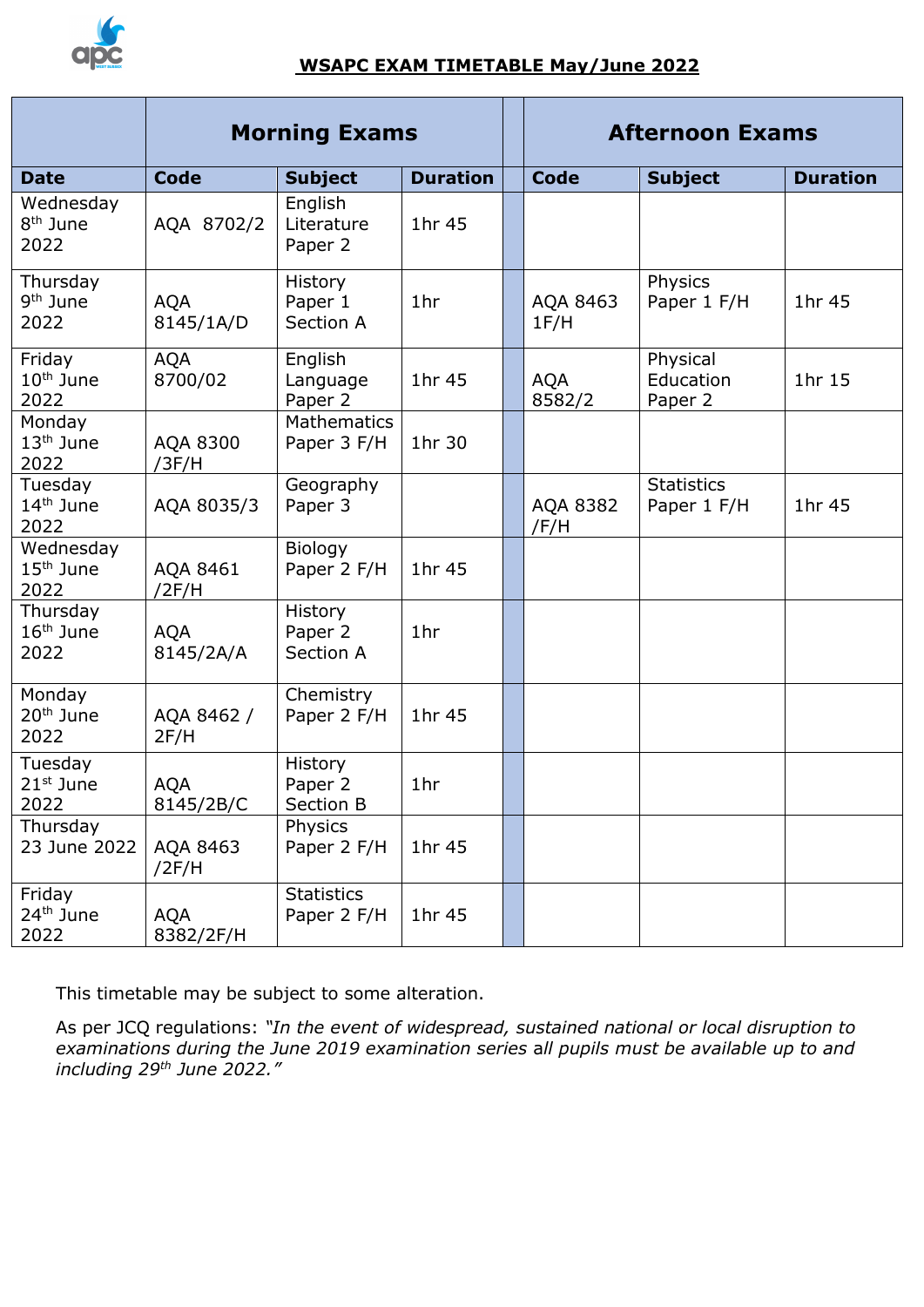## WSAPC EXAM TIMETABLE May/June 2022

| | Morning Exams | | | | Afternoon Exams | | |
|---|---|---|---|---|---|---|---|
| **Date** | **Code** | **Subject** | **Duration** | | **Code** | **Subject** | **Duration** |
| Wednesday 8th June 2022 | AQA 8702/2 | English Literature Paper 2 | 1hr 45 | | | | |
| Thursday 9th June 2022 | AQA 8145/1A/D | History Paper 1 Section A | 1hr | | AQA 8463 1F/H | Physics Paper 1 F/H | 1hr 45 |
| Friday 10th June 2022 | AQA 8700/02 | English Language Paper 2 | 1hr 45 | | AQA 8582/2 | Physical Education Paper 2 | 1hr 15 |
| Monday 13th June 2022 | AQA 8300 /3F/H | Mathematics Paper 3 F/H | 1hr 30 | | | | |
| Tuesday 14th June 2022 | AQA 8035/3 | Geography Paper 3 | | | AQA 8382 /F/H | Statistics Paper 1 F/H | 1hr 45 |
| Wednesday 15th June 2022 | AQA 8461 /2F/H | Biology Paper 2 F/H | 1hr 45 | | | | |
| Thursday 16th June 2022 | AQA 8145/2A/A | History Paper 2 Section A | 1hr | | | | |
| Monday 20th June 2022 | AQA 8462 / 2F/H | Chemistry Paper 2 F/H | 1hr 45 | | | | |
| Tuesday 21st June 2022 | AQA 8145/2B/C | History Paper 2 Section B | 1hr | | | | |
| Thursday 23 June 2022 | AQA 8463 /2F/H | Physics Paper 2 F/H | 1hr 45 | | | | |
| Friday 24th June 2022 | AQA 8382/2F/H | Statistics Paper 2 F/H | 1hr 45 | | | | |

This timetable may be subject to some alteration.

As per JCQ regulations: *"In the event of widespread, sustained national or local disruption to examinations during the June 2019 examination series* all pupils must be available up to and including 29th June 2022.*"*